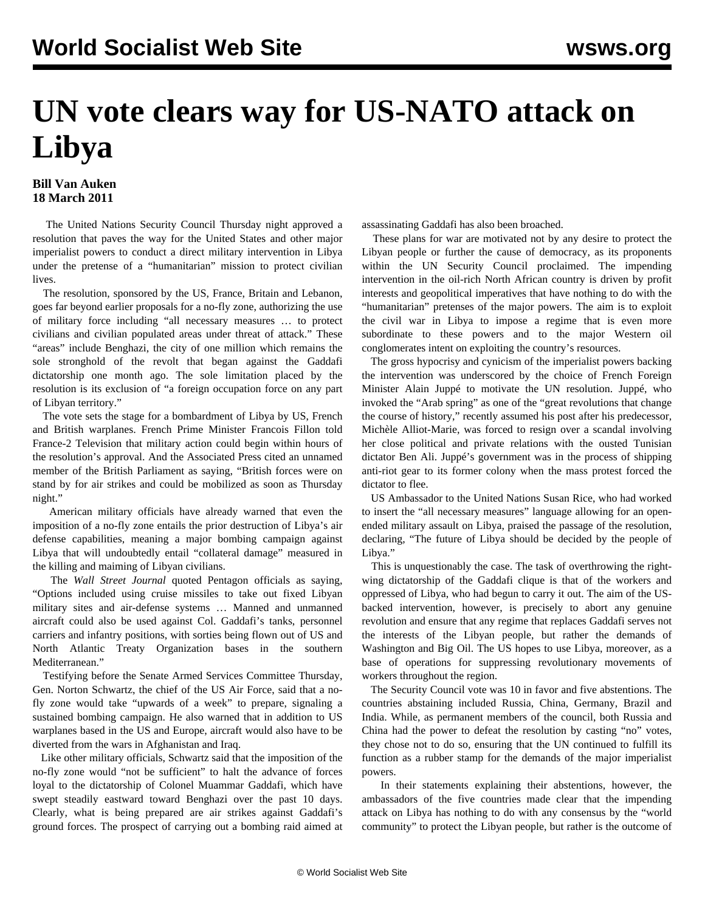# UN vote clears way for US-NATO attack on Libya

**Bill Van Auken**
**18 March 2011**

The United Nations Security Council Thursday night approved a resolution that paves the way for the United States and other major imperialist powers to conduct a direct military intervention in Libya under the pretense of a "humanitarian" mission to protect civilian lives.

The resolution, sponsored by the US, France, Britain and Lebanon, goes far beyond earlier proposals for a no-fly zone, authorizing the use of military force including "all necessary measures … to protect civilians and civilian populated areas under threat of attack." These "areas" include Benghazi, the city of one million which remains the sole stronghold of the revolt that began against the Gaddafi dictatorship one month ago. The sole limitation placed by the resolution is its exclusion of "a foreign occupation force on any part of Libyan territory."

The vote sets the stage for a bombardment of Libya by US, French and British warplanes. French Prime Minister Francois Fillon told France-2 Television that military action could begin within hours of the resolution's approval. And the Associated Press cited an unnamed member of the British Parliament as saying, "British forces were on stand by for air strikes and could be mobilized as soon as Thursday night."

American military officials have already warned that even the imposition of a no-fly zone entails the prior destruction of Libya's air defense capabilities, meaning a major bombing campaign against Libya that will undoubtedly entail "collateral damage" measured in the killing and maiming of Libyan civilians.

The *Wall Street Journal* quoted Pentagon officials as saying, "Options included using cruise missiles to take out fixed Libyan military sites and air-defense systems … Manned and unmanned aircraft could also be used against Col. Gaddafi's tanks, personnel carriers and infantry positions, with sorties being flown out of US and North Atlantic Treaty Organization bases in the southern Mediterranean."

Testifying before the Senate Armed Services Committee Thursday, Gen. Norton Schwartz, the chief of the US Air Force, said that a no-fly zone would take "upwards of a week" to prepare, signaling a sustained bombing campaign. He also warned that in addition to US warplanes based in the US and Europe, aircraft would also have to be diverted from the wars in Afghanistan and Iraq.

Like other military officials, Schwartz said that the imposition of the no-fly zone would "not be sufficient" to halt the advance of forces loyal to the dictatorship of Colonel Muammar Gaddafi, which have swept steadily eastward toward Benghazi over the past 10 days. Clearly, what is being prepared are air strikes against Gaddafi's ground forces. The prospect of carrying out a bombing raid aimed at assassinating Gaddafi has also been broached.

These plans for war are motivated not by any desire to protect the Libyan people or further the cause of democracy, as its proponents within the UN Security Council proclaimed. The impending intervention in the oil-rich North African country is driven by profit interests and geopolitical imperatives that have nothing to do with the "humanitarian" pretenses of the major powers. The aim is to exploit the civil war in Libya to impose a regime that is even more subordinate to these powers and to the major Western oil conglomerates intent on exploiting the country's resources.

The gross hypocrisy and cynicism of the imperialist powers backing the intervention was underscored by the choice of French Foreign Minister Alain Juppé to motivate the UN resolution. Juppé, who invoked the "Arab spring" as one of the "great revolutions that change the course of history," recently assumed his post after his predecessor, Michèle Alliot-Marie, was forced to resign over a scandal involving her close political and private relations with the ousted Tunisian dictator Ben Ali. Juppé's government was in the process of shipping anti-riot gear to its former colony when the mass protest forced the dictator to flee.

US Ambassador to the United Nations Susan Rice, who had worked to insert the "all necessary measures" language allowing for an open-ended military assault on Libya, praised the passage of the resolution, declaring, "The future of Libya should be decided by the people of Libya."

This is unquestionably the case. The task of overthrowing the right-wing dictatorship of the Gaddafi clique is that of the workers and oppressed of Libya, who had begun to carry it out. The aim of the US-backed intervention, however, is precisely to abort any genuine revolution and ensure that any regime that replaces Gaddafi serves not the interests of the Libyan people, but rather the demands of Washington and Big Oil. The US hopes to use Libya, moreover, as a base of operations for suppressing revolutionary movements of workers throughout the region.

The Security Council vote was 10 in favor and five abstentions. The countries abstaining included Russia, China, Germany, Brazil and India. While, as permanent members of the council, both Russia and China had the power to defeat the resolution by casting "no" votes, they chose not to do so, ensuring that the UN continued to fulfill its function as a rubber stamp for the demands of the major imperialist powers.

In their statements explaining their abstentions, however, the ambassadors of the five countries made clear that the impending attack on Libya has nothing to do with any consensus by the "world community" to protect the Libyan people, but rather is the outcome of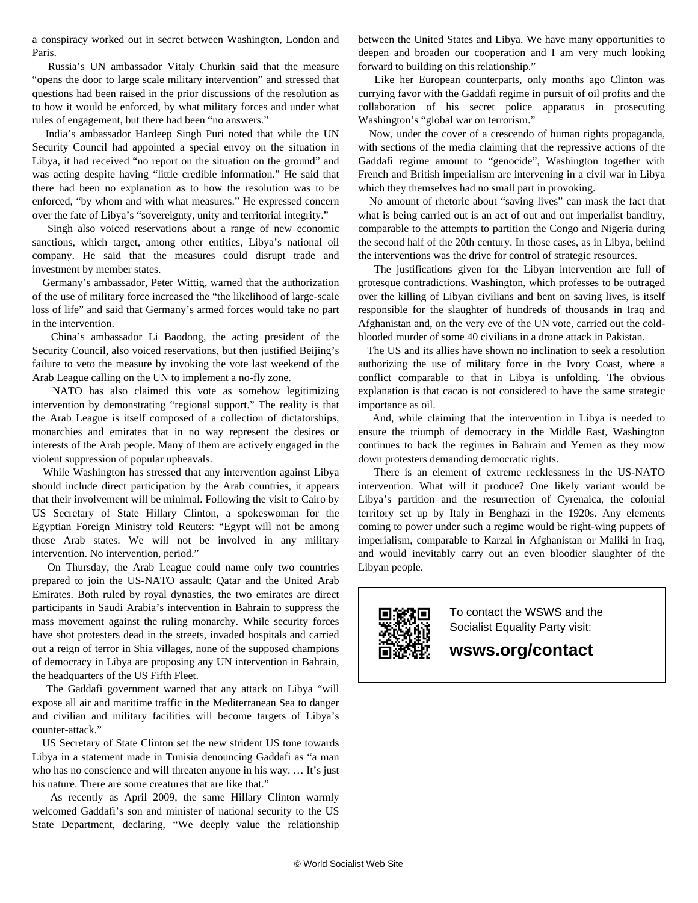a conspiracy worked out in secret between Washington, London and Paris.

Russia's UN ambassador Vitaly Churkin said that the measure "opens the door to large scale military intervention" and stressed that questions had been raised in the prior discussions of the resolution as to how it would be enforced, by what military forces and under what rules of engagement, but there had been "no answers."

India's ambassador Hardeep Singh Puri noted that while the UN Security Council had appointed a special envoy on the situation in Libya, it had received "no report on the situation on the ground" and was acting despite having "little credible information." He said that there had been no explanation as to how the resolution was to be enforced, "by whom and with what measures." He expressed concern over the fate of Libya's "sovereignty, unity and territorial integrity."

Singh also voiced reservations about a range of new economic sanctions, which target, among other entities, Libya's national oil company. He said that the measures could disrupt trade and investment by member states.

Germany's ambassador, Peter Wittig, warned that the authorization of the use of military force increased the "the likelihood of large-scale loss of life" and said that Germany's armed forces would take no part in the intervention.

China's ambassador Li Baodong, the acting president of the Security Council, also voiced reservations, but then justified Beijing's failure to veto the measure by invoking the vote last weekend of the Arab League calling on the UN to implement a no-fly zone.

NATO has also claimed this vote as somehow legitimizing intervention by demonstrating "regional support." The reality is that the Arab League is itself composed of a collection of dictatorships, monarchies and emirates that in no way represent the desires or interests of the Arab people. Many of them are actively engaged in the violent suppression of popular upheavals.

While Washington has stressed that any intervention against Libya should include direct participation by the Arab countries, it appears that their involvement will be minimal. Following the visit to Cairo by US Secretary of State Hillary Clinton, a spokeswoman for the Egyptian Foreign Ministry told Reuters: "Egypt will not be among those Arab states. We will not be involved in any military intervention. No intervention, period."

On Thursday, the Arab League could name only two countries prepared to join the US-NATO assault: Qatar and the United Arab Emirates. Both ruled by royal dynasties, the two emirates are direct participants in Saudi Arabia's intervention in Bahrain to suppress the mass movement against the ruling monarchy. While security forces have shot protesters dead in the streets, invaded hospitals and carried out a reign of terror in Shia villages, none of the supposed champions of democracy in Libya are proposing any UN intervention in Bahrain, the headquarters of the US Fifth Fleet.

The Gaddafi government warned that any attack on Libya "will expose all air and maritime traffic in the Mediterranean Sea to danger and civilian and military facilities will become targets of Libya's counter-attack."

US Secretary of State Clinton set the new strident US tone towards Libya in a statement made in Tunisia denouncing Gaddafi as "a man who has no conscience and will threaten anyone in his way. … It's just his nature. There are some creatures that are like that."

As recently as April 2009, the same Hillary Clinton warmly welcomed Gaddafi's son and minister of national security to the US State Department, declaring, "We deeply value the relationship between the United States and Libya. We have many opportunities to deepen and broaden our cooperation and I am very much looking forward to building on this relationship."

Like her European counterparts, only months ago Clinton was currying favor with the Gaddafi regime in pursuit of oil profits and the collaboration of his secret police apparatus in prosecuting Washington's "global war on terrorism."

Now, under the cover of a crescendo of human rights propaganda, with sections of the media claiming that the repressive actions of the Gaddafi regime amount to "genocide", Washington together with French and British imperialism are intervening in a civil war in Libya which they themselves had no small part in provoking.

No amount of rhetoric about "saving lives" can mask the fact that what is being carried out is an act of out and out imperialist banditry, comparable to the attempts to partition the Congo and Nigeria during the second half of the 20th century. In those cases, as in Libya, behind the interventions was the drive for control of strategic resources.

The justifications given for the Libyan intervention are full of grotesque contradictions. Washington, which professes to be outraged over the killing of Libyan civilians and bent on saving lives, is itself responsible for the slaughter of hundreds of thousands in Iraq and Afghanistan and, on the very eve of the UN vote, carried out the cold-blooded murder of some 40 civilians in a drone attack in Pakistan.

The US and its allies have shown no inclination to seek a resolution authorizing the use of military force in the Ivory Coast, where a conflict comparable to that in Libya is unfolding. The obvious explanation is that cacao is not considered to have the same strategic importance as oil.

And, while claiming that the intervention in Libya is needed to ensure the triumph of democracy in the Middle East, Washington continues to back the regimes in Bahrain and Yemen as they mow down protesters demanding democratic rights.

There is an element of extreme recklessness in the US-NATO intervention. What will it produce? One likely variant would be Libya's partition and the resurrection of Cyrenaica, the colonial territory set up by Italy in Benghazi in the 1920s. Any elements coming to power under such a regime would be right-wing puppets of imperialism, comparable to Karzai in Afghanistan or Maliki in Iraq, and would inevitably carry out an even bloodier slaughter of the Libyan people.

To contact the WSWS and the Socialist Equality Party visit:

**wsws.org/contact**